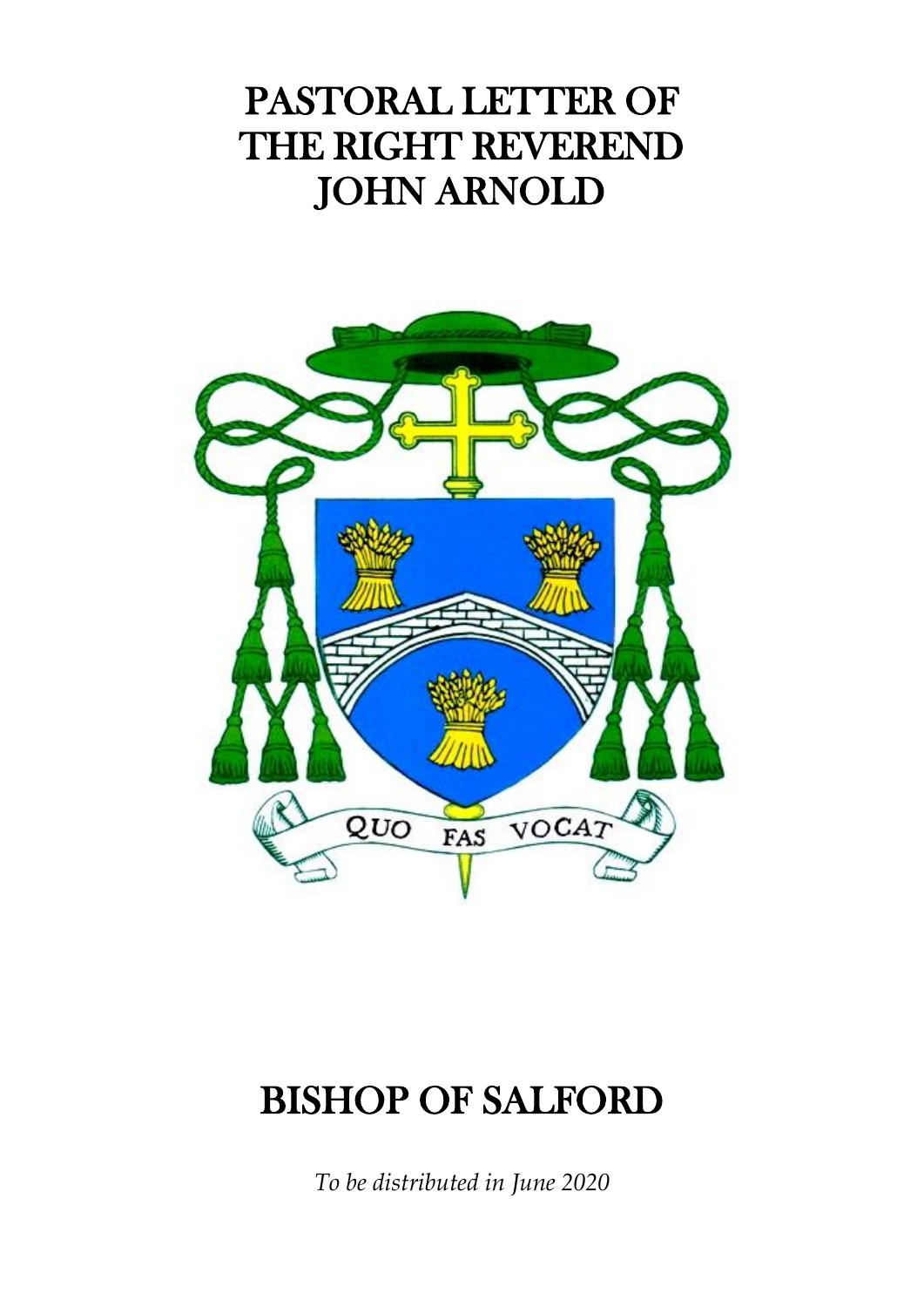# PASTORAL LETTER OF THE RIGHT REVEREND JOHN ARNOLD

QUO FAS VOCAT

# BISHOP OF SALFORD

*To be distributed in June 2020*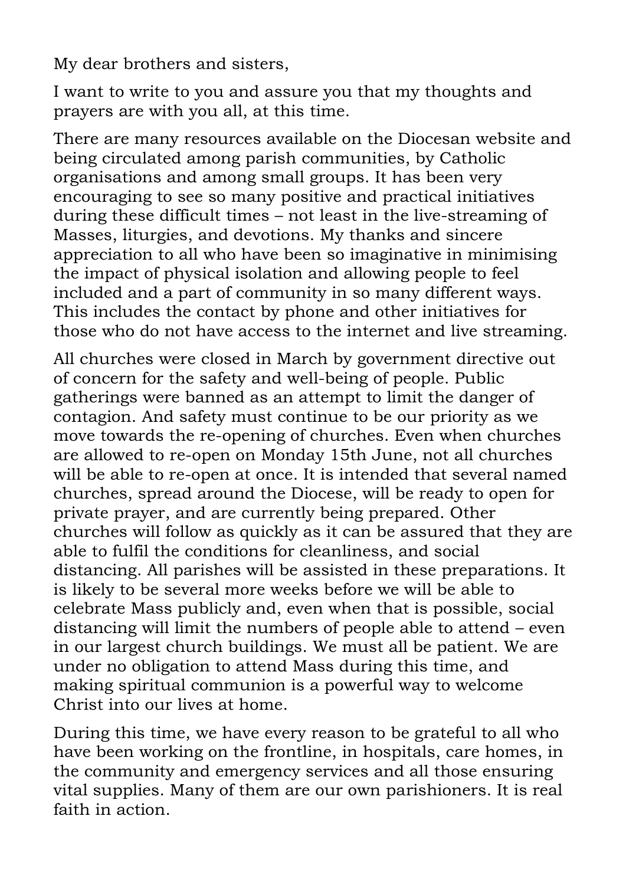My dear brothers and sisters,

I want to write to you and assure you that my thoughts and prayers are with you all, at this time.

There are many resources available on the Diocesan website and being circulated among parish communities, by Catholic organisations and among small groups. It has been very encouraging to see so many positive and practical initiatives during these difficult times – not least in the live-streaming of Masses, liturgies, and devotions. My thanks and sincere appreciation to all who have been so imaginative in minimising the impact of physical isolation and allowing people to feel included and a part of community in so many different ways. This includes the contact by phone and other initiatives for those who do not have access to the internet and live streaming.

All churches were closed in March by government directive out of concern for the safety and well-being of people. Public gatherings were banned as an attempt to limit the danger of contagion. And safety must continue to be our priority as we move towards the re-opening of churches. Even when churches are allowed to re-open on Monday 15th June, not all churches will be able to re-open at once. It is intended that several named churches, spread around the Diocese, will be ready to open for private prayer, and are currently being prepared. Other churches will follow as quickly as it can be assured that they are able to fulfil the conditions for cleanliness, and social distancing. All parishes will be assisted in these preparations. It is likely to be several more weeks before we will be able to celebrate Mass publicly and, even when that is possible, social distancing will limit the numbers of people able to attend – even in our largest church buildings. We must all be patient. We are under no obligation to attend Mass during this time, and making spiritual communion is a powerful way to welcome Christ into our lives at home.

During this time, we have every reason to be grateful to all who have been working on the frontline, in hospitals, care homes, in the community and emergency services and all those ensuring vital supplies. Many of them are our own parishioners. It is real faith in action.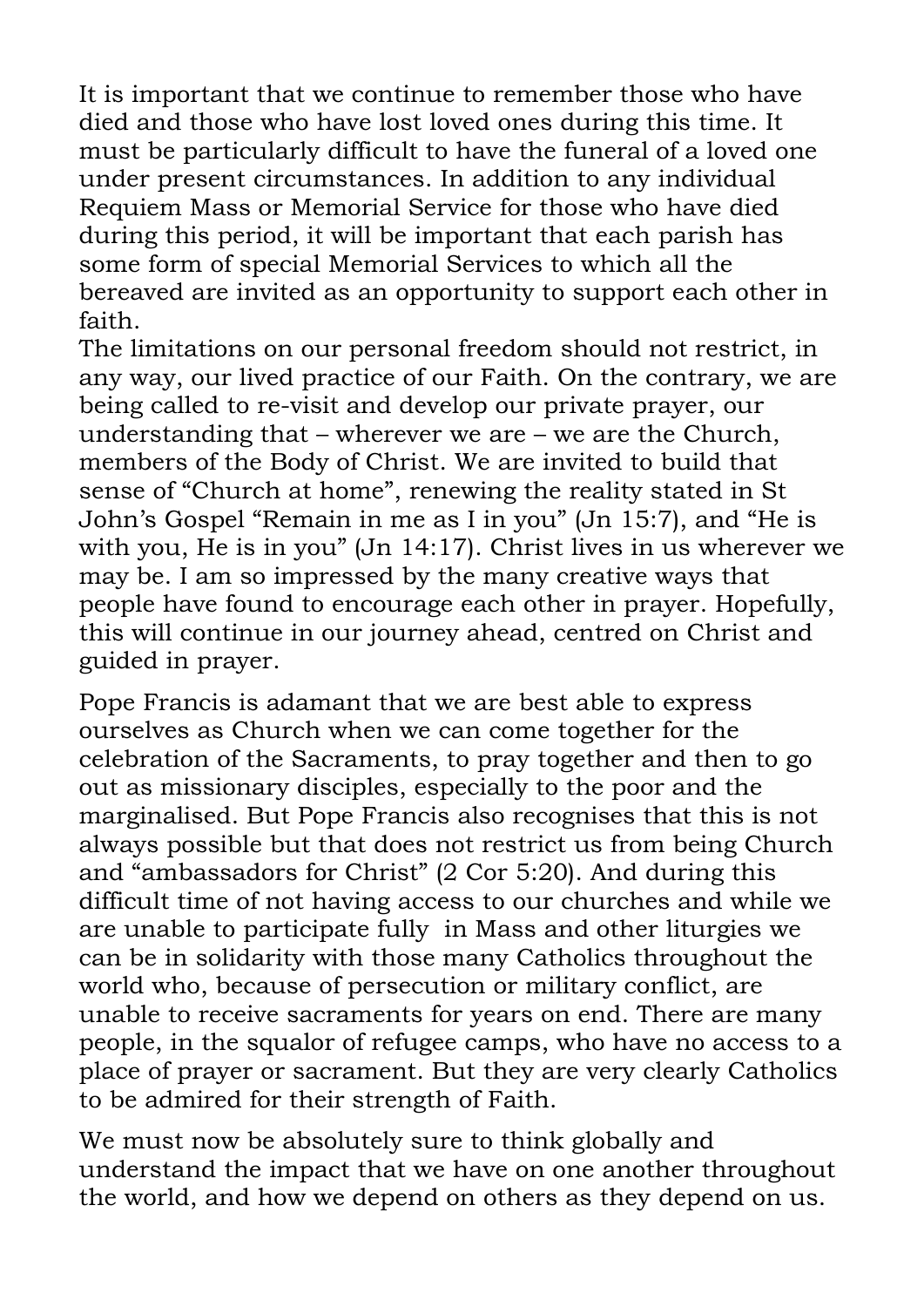It is important that we continue to remember those who have died and those who have lost loved ones during this time. It must be particularly difficult to have the funeral of a loved one under present circumstances. In addition to any individual Requiem Mass or Memorial Service for those who have died during this period, it will be important that each parish has some form of special Memorial Services to which all the bereaved are invited as an opportunity to support each other in faith.

The limitations on our personal freedom should not restrict, in any way, our lived practice of our Faith. On the contrary, we are being called to re-visit and develop our private prayer, our understanding that – wherever we are – we are the Church, members of the Body of Christ. We are invited to build that sense of "Church at home", renewing the reality stated in St John's Gospel "Remain in me as I in you" (Jn 15:7), and "He is with you, He is in you" (Jn 14:17). Christ lives in us wherever we may be. I am so impressed by the many creative ways that people have found to encourage each other in prayer. Hopefully, this will continue in our journey ahead, centred on Christ and guided in prayer.

Pope Francis is adamant that we are best able to express ourselves as Church when we can come together for the celebration of the Sacraments, to pray together and then to go out as missionary disciples, especially to the poor and the marginalised. But Pope Francis also recognises that this is not always possible but that does not restrict us from being Church and "ambassadors for Christ" (2 Cor 5:20). And during this difficult time of not having access to our churches and while we are unable to participate fully in Mass and other liturgies we can be in solidarity with those many Catholics throughout the world who, because of persecution or military conflict, are unable to receive sacraments for years on end. There are many people, in the squalor of refugee camps, who have no access to a place of prayer or sacrament. But they are very clearly Catholics to be admired for their strength of Faith.

We must now be absolutely sure to think globally and understand the impact that we have on one another throughout the world, and how we depend on others as they depend on us.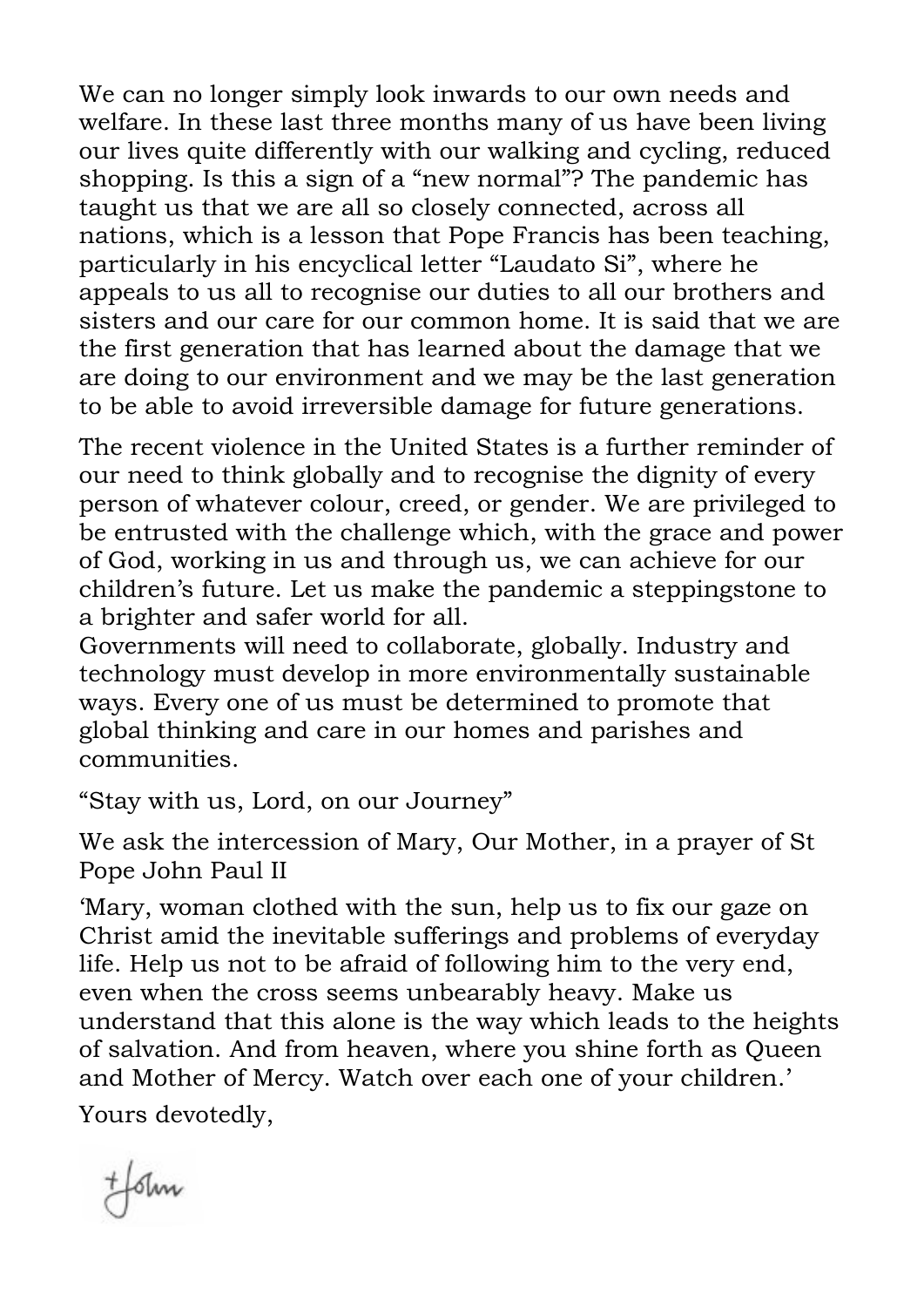We can no longer simply look inwards to our own needs and welfare. In these last three months many of us have been living our lives quite differently with our walking and cycling, reduced shopping. Is this a sign of a "new normal"? The pandemic has taught us that we are all so closely connected, across all nations, which is a lesson that Pope Francis has been teaching, particularly in his encyclical letter "Laudato Si", where he appeals to us all to recognise our duties to all our brothers and sisters and our care for our common home. It is said that we are the first generation that has learned about the damage that we are doing to our environment and we may be the last generation to be able to avoid irreversible damage for future generations.

The recent violence in the United States is a further reminder of our need to think globally and to recognise the dignity of every person of whatever colour, creed, or gender. We are privileged to be entrusted with the challenge which, with the grace and power of God, working in us and through us, we can achieve for our children's future. Let us make the pandemic a steppingstone to a brighter and safer world for all.

Governments will need to collaborate, globally. Industry and technology must develop in more environmentally sustainable ways. Every one of us must be determined to promote that global thinking and care in our homes and parishes and communities.

"Stay with us, Lord, on our Journey"

We ask the intercession of Mary, Our Mother, in a prayer of St Pope John Paul II

'Mary, woman clothed with the sun, help us to fix our gaze on Christ amid the inevitable sufferings and problems of everyday life. Help us not to be afraid of following him to the very end, even when the cross seems unbearably heavy. Make us understand that this alone is the way which leads to the heights of salvation. And from heaven, where you shine forth as Queen and Mother of Mercy. Watch over each one of your children.'

Yours devotedly,

+John